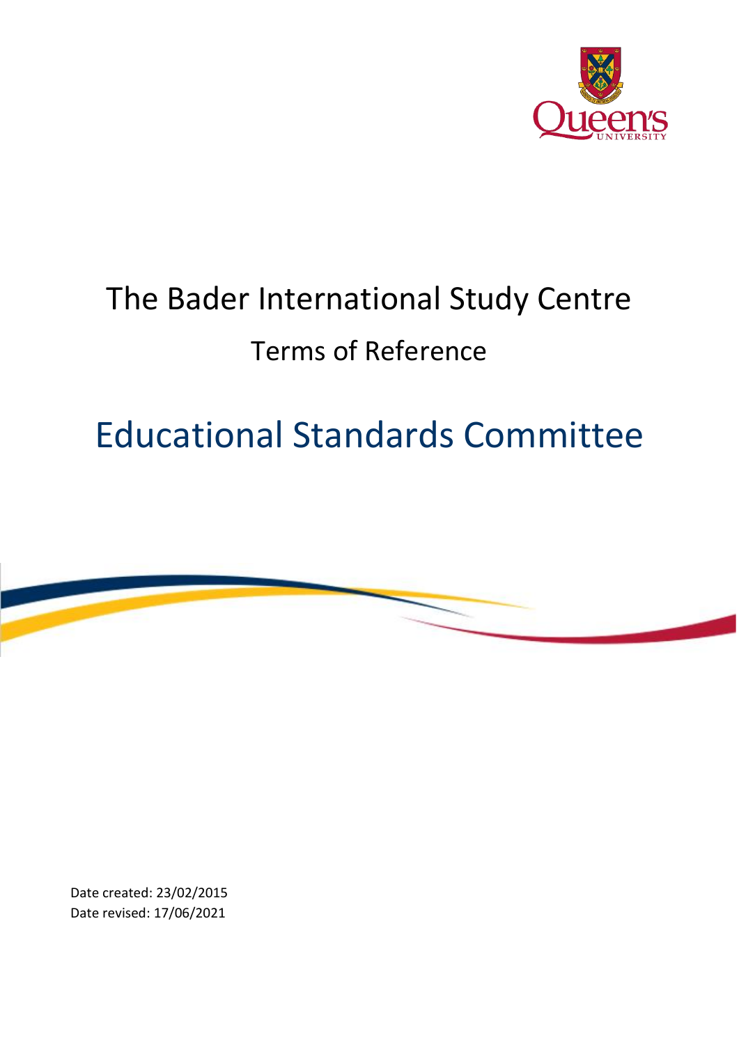# The Bader International Study Centre

## Terms of Reference

# Educational Standards Committee

Date created: 23/02/2015
Date revised: 17/06/2021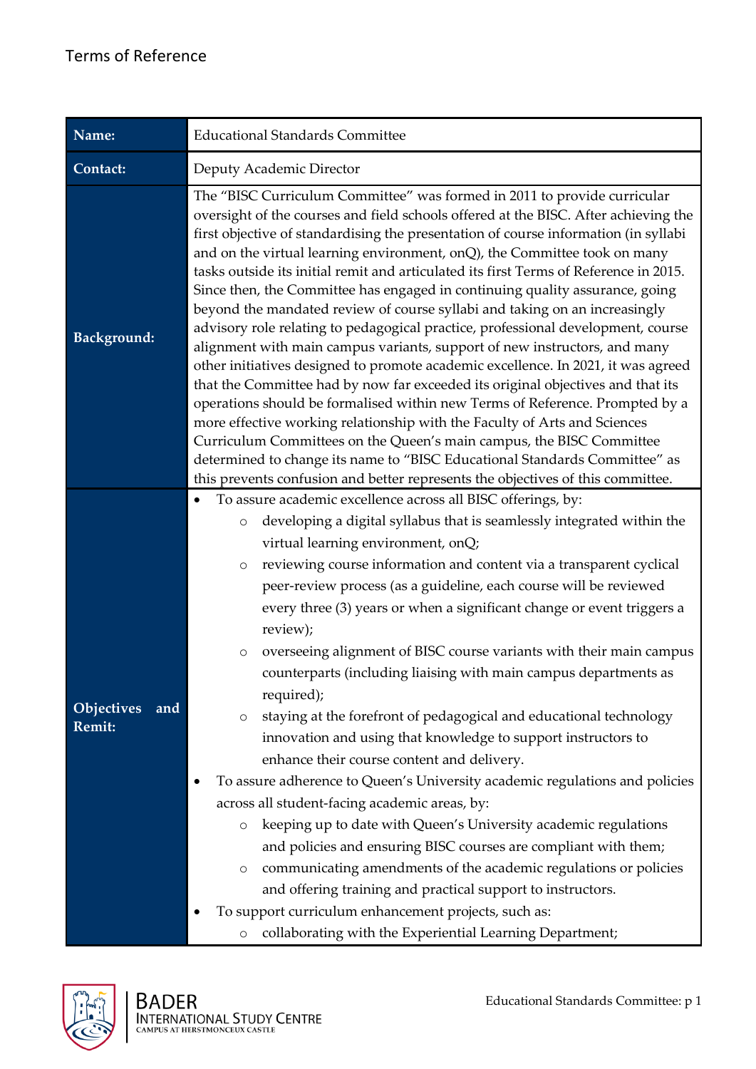Terms of Reference

| Name: | Educational Standards Committee |
|---|---|
| Contact: | Deputy Academic Director |
| Background: | The "BISC Curriculum Committee" was formed in 2011 to provide curricular oversight of the courses and field schools offered at the BISC. After achieving the first objective of standardising the presentation of course information (in syllabi and on the virtual learning environment, onQ), the Committee took on many tasks outside its initial remit and articulated its first Terms of Reference in 2015. Since then, the Committee has engaged in continuing quality assurance, going beyond the mandated review of course syllabi and taking on an increasingly advisory role relating to pedagogical practice, professional development, course alignment with main campus variants, support of new instructors, and many other initiatives designed to promote academic excellence. In 2021, it was agreed that the Committee had by now far exceeded its original objectives and that its operations should be formalised within new Terms of Reference. Prompted by a more effective working relationship with the Faculty of Arts and Sciences Curriculum Committees on the Queen's main campus, the BISC Committee determined to change its name to "BISC Educational Standards Committee" as this prevents confusion and better represents the objectives of this committee. |
| Objectives and Remit: | • To assure academic excellence across all BISC offerings, by:<br>  ◦ developing a digital syllabus that is seamlessly integrated within the virtual learning environment, onQ;<br>  ◦ reviewing course information and content via a transparent cyclical peer-review process (as a guideline, each course will be reviewed every three (3) years or when a significant change or event triggers a review);<br>  ◦ overseeing alignment of BISC course variants with their main campus counterparts (including liaising with main campus departments as required);<br>  ◦ staying at the forefront of pedagogical and educational technology innovation and using that knowledge to support instructors to enhance their course content and delivery.<br>• To assure adherence to Queen's University academic regulations and policies across all student-facing academic areas, by:<br>  ◦ keeping up to date with Queen's University academic regulations and policies and ensuring BISC courses are compliant with them;<br>  ◦ communicating amendments of the academic regulations or policies and offering training and practical support to instructors.<br>• To support curriculum enhancement projects, such as:<br>  ◦ collaborating with the Experiential Learning Department; |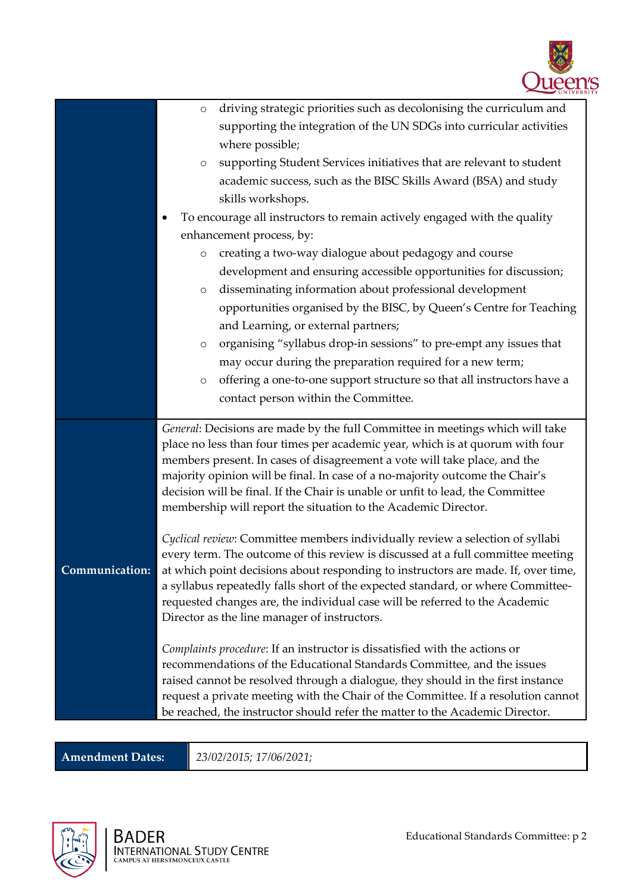| | |
|---|---|
| | ◦ driving strategic priorities such as decolonising the curriculum and supporting the integration of the UN SDGs into curricular activities where possible;<br>◦ supporting Student Services initiatives that are relevant to student academic success, such as the BISC Skills Award (BSA) and study skills workshops.<br>• To encourage all instructors to remain actively engaged with the quality enhancement process, by:<br>◦ creating a two-way dialogue about pedagogy and course development and ensuring accessible opportunities for discussion;<br>◦ disseminating information about professional development opportunities organised by the BISC, by Queen's Centre for Teaching and Learning, or external partners;<br>◦ organising "syllabus drop-in sessions" to pre-empt any issues that may occur during the preparation required for a new term;<br>◦ offering a one-to-one support structure so that all instructors have a contact person within the Committee. |
| **Communication:** | *General*: Decisions are made by the full Committee in meetings which will take place no less than four times per academic year, which is at quorum with four members present. In cases of disagreement a vote will take place, and the majority opinion will be final. In case of a no-majority outcome the Chair's decision will be final. If the Chair is unable or unfit to lead, the Committee membership will report the situation to the Academic Director.<br><br>*Cyclical review*: Committee members individually review a selection of syllabi every term. The outcome of this review is discussed at a full committee meeting at which point decisions about responding to instructors are made. If, over time, a syllabus repeatedly falls short of the expected standard, or where Committee-requested changes are, the individual case will be referred to the Academic Director as the line manager of instructors.<br><br>*Complaints procedure*: If an instructor is dissatisfied with the actions or recommendations of the Educational Standards Committee, and the issues raised cannot be resolved through a dialogue, they should in the first instance request a private meeting with the Chair of the Committee. If a resolution cannot be reached, the instructor should refer the matter to the Academic Director. |

| **Amendment Dates:** | *23/02/2015; 17/06/2021;* |
|---|---|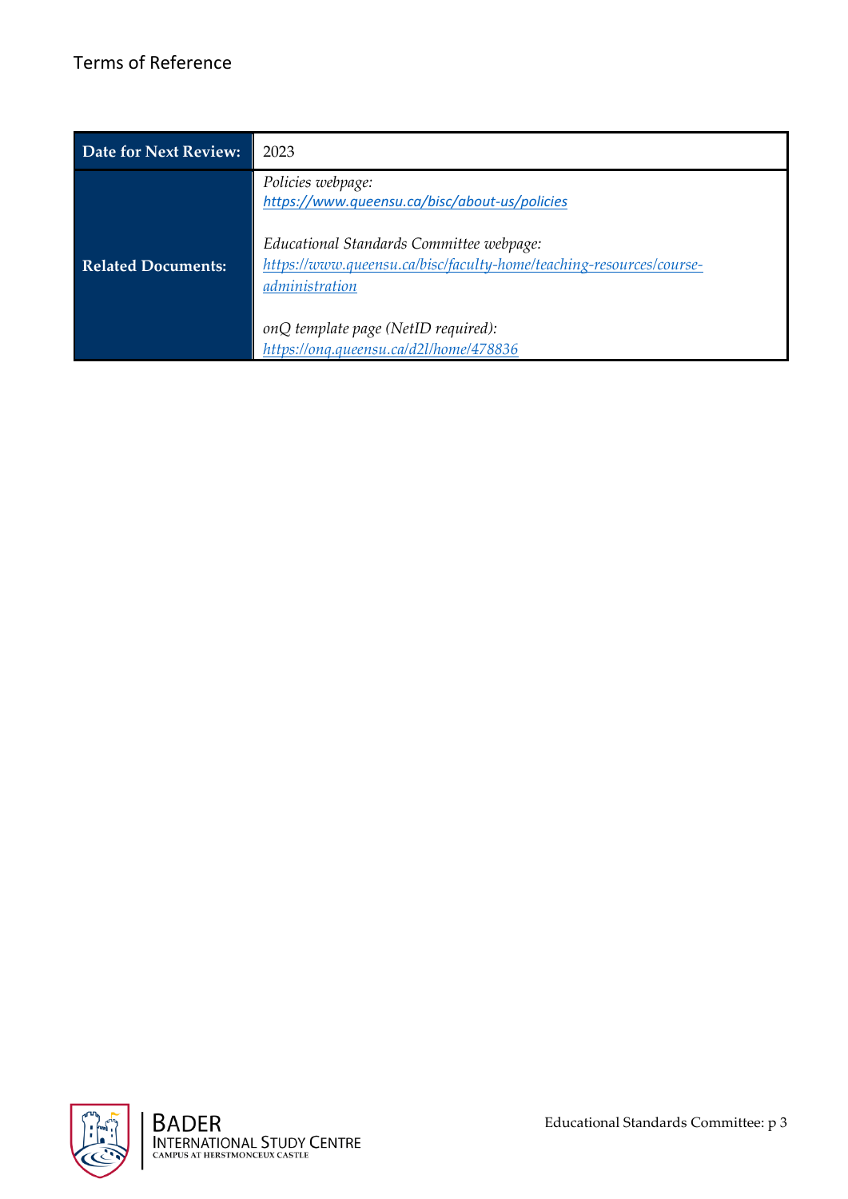| | |
|---|---|
| **Date for Next Review:** | 2023 |
| **Related Documents:** | *Policies webpage:* *https://www.queensu.ca/bisc/about-us/policies* <br><br> *Educational Standards Committee webpage:* *https://www.queensu.ca/bisc/faculty-home/teaching-resources/course-administration* <br><br> *onQ template page (NetID required):* *https://onq.queensu.ca/d2l/home/478836* |